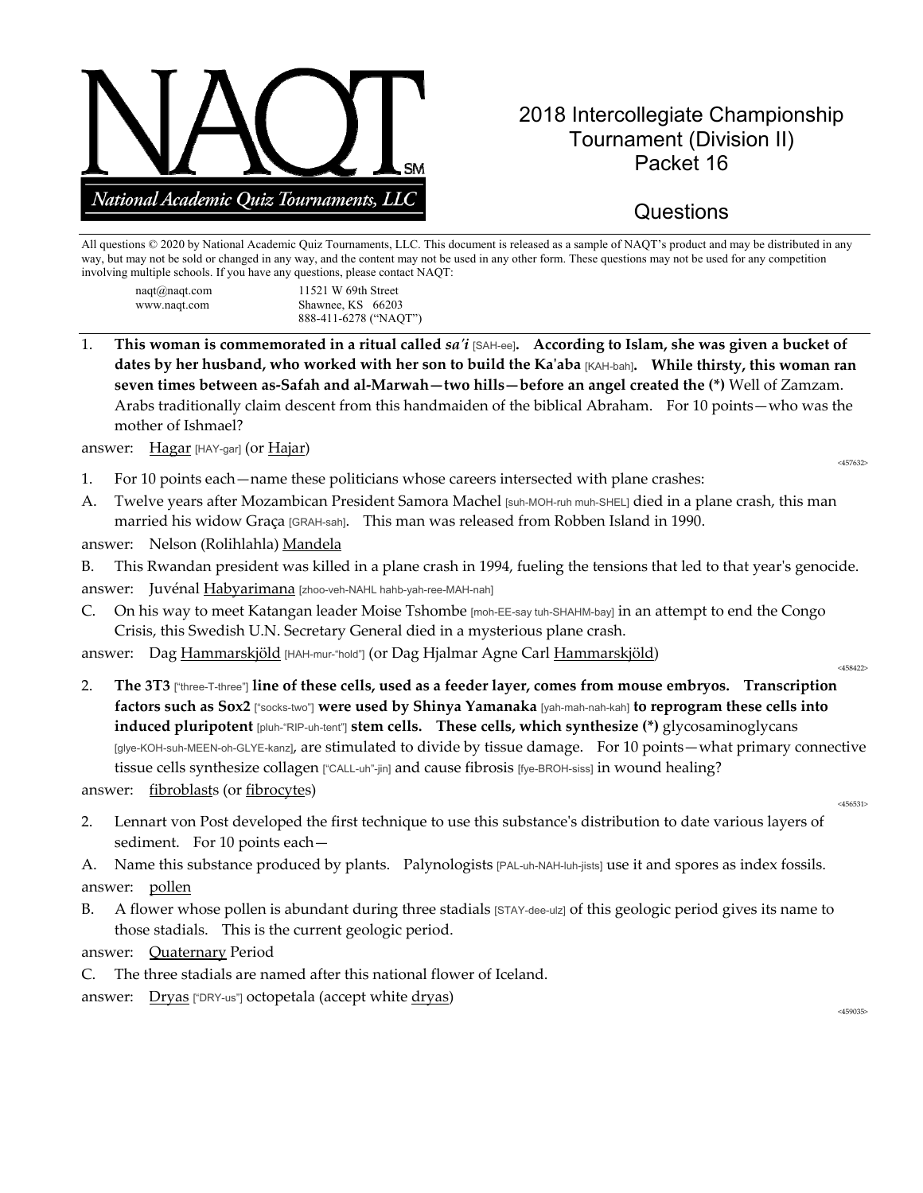NAQT

National Academic Quiz Tournaments, LLC

# 2018 Intercollegiate Championship Tournament (Division II)
# Packet 16

## Questions

All questions © 2020 by National Academic Quiz Tournaments, LLC. This document is released as a sample of NAQT's product and may be distributed in any way, but may not be sold or changed in any way, and the content may not be used in any other form. These questions may not be used for any competition involving multiple schools. If you have any questions, please contact NAQT:

naqt@naqt.com
www.naqt.com

11521 W 69th Street
Shawnee, KS 66203
888-411-6278 ("NAQT")

---

1. **This woman is commemorated in a ritual called *sa'i* [SAH-ee]. According to Islam, she was given a bucket of dates by her husband, who worked with her son to build the Ka'aba [KAH-bah]. While thirsty, this woman ran seven times between as-Safah and al-Marwah—two hills—before an angel created the (*)** Well of Zamzam. Arabs traditionally claim descent from this handmaiden of the biblical Abraham. For 10 points—who was the mother of Ishmael?

answer: Hagar [HAY-gar] (or Hajar)

<457632>

1. For 10 points each—name these politicians whose careers intersected with plane crashes:

A. Twelve years after Mozambican President Samora Machel [suh-MOH-ruh muh-SHEL] died in a plane crash, this man married his widow Graça [GRAH-sah]. This man was released from Robben Island in 1990.

answer: Nelson (Rolihlahla) Mandela

B. This Rwandan president was killed in a plane crash in 1994, fueling the tensions that led to that year's genocide.

answer: Juvénal Habyarimana [zhoo-veh-NAHL hahb-yah-ree-MAH-nah]

C. On his way to meet Katangan leader Moise Tshombe [moh-EE-say tuh-SHAHM-bay] in an attempt to end the Congo Crisis, this Swedish U.N. Secretary General died in a mysterious plane crash.

answer: Dag Hammarskjöld [HAH-mur-"hold"] (or Dag Hjalmar Agne Carl Hammarskjöld)

<458422>

2. **The 3T3 ["three-T-three"] line of these cells, used as a feeder layer, comes from mouse embryos. Transcription factors such as Sox2 ["socks-two"] were used by Shinya Yamanaka [yah-mah-nah-kah] to reprogram these cells into induced pluripotent [pluh-"RIP-uh-tent"] stem cells. These cells, which synthesize (*)** glycosaminoglycans [glye-KOH-suh-MEEN-oh-GLYE-kanz], are stimulated to divide by tissue damage. For 10 points—what primary connective tissue cells synthesize collagen ["CALL-uh"-jin] and cause fibrosis [fye-BROH-siss] in wound healing?

answer: fibroblasts (or fibrocytes)

<456531>

2. Lennart von Post developed the first technique to use this substance's distribution to date various layers of sediment. For 10 points each—

A. Name this substance produced by plants. Palynologists [PAL-uh-NAH-luh-jists] use it and spores as index fossils.

answer: pollen

B. A flower whose pollen is abundant during three stadials [STAY-dee-ulz] of this geologic period gives its name to those stadials. This is the current geologic period.

answer: Quaternary Period

C. The three stadials are named after this national flower of Iceland.

answer: Dryas ["DRY-us"] octopetala (accept white dryas)

<459035>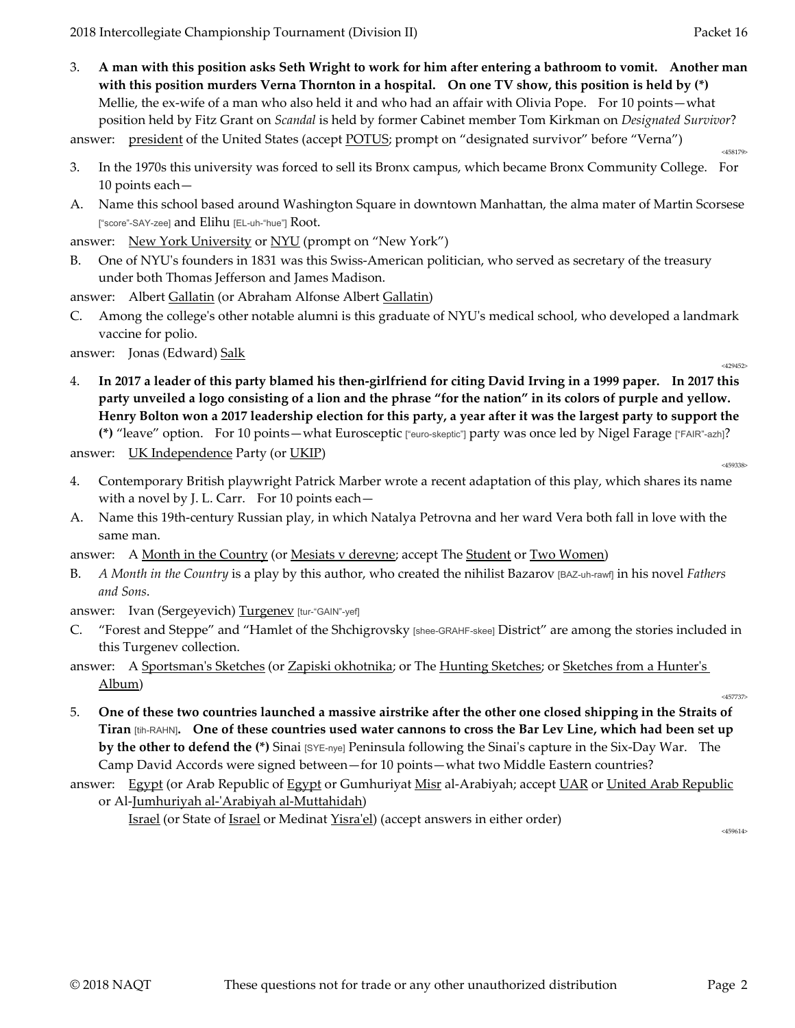3. **A man with this position asks Seth Wright to work for him after entering a bathroom to vomit. Another man with this position murders Verna Thornton in a hospital. On one TV show, this position is held by (*)** Mellie, the ex-wife of a man who also held it and who had an affair with Olivia Pope. For 10 points—what position held by Fitz Grant on *Scandal* is held by former Cabinet member Tom Kirkman on *Designated Survivor*?

answer: president of the United States (accept POTUS; prompt on "designated survivor" before "Verna")

<458179>

3. In the 1970s this university was forced to sell its Bronx campus, which became Bronx Community College. For 10 points each—

A. Name this school based around Washington Square in downtown Manhattan, the alma mater of Martin Scorsese ["score"-SAY-zee] and Elihu [EL-uh-"hue"] Root.

answer: New York University or NYU (prompt on "New York")

B. One of NYU's founders in 1831 was this Swiss-American politician, who served as secretary of the treasury under both Thomas Jefferson and James Madison.

answer: Albert Gallatin (or Abraham Alfonse Albert Gallatin)

C. Among the college's other notable alumni is this graduate of NYU's medical school, who developed a landmark vaccine for polio.

answer: Jonas (Edward) Salk

<429452>

4. **In 2017 a leader of this party blamed his then-girlfriend for citing David Irving in a 1999 paper. In 2017 this party unveiled a logo consisting of a lion and the phrase "for the nation" in its colors of purple and yellow. Henry Bolton won a 2017 leadership election for this party, a year after it was the largest party to support the (*)** "leave" option. For 10 points—what Eurosceptic ["euro-skeptic"] party was once led by Nigel Farage ["FAIR"-azh]?

answer: UK Independence Party (or UKIP)

<459338>

4. Contemporary British playwright Patrick Marber wrote a recent adaptation of this play, which shares its name with a novel by J. L. Carr. For 10 points each—

A. Name this 19th-century Russian play, in which Natalya Petrovna and her ward Vera both fall in love with the same man.

answer: A Month in the Country (or Mesiats v derevne; accept The Student or Two Women)

B. *A Month in the Country* is a play by this author, who created the nihilist Bazarov [BAZ-uh-rawf] in his novel *Fathers and Sons*.

answer: Ivan (Sergeyevich) Turgenev [tur-"GAIN"-yef]

C. "Forest and Steppe" and "Hamlet of the Shchigrovsky [shee-GRAHF-skee] District" are among the stories included in this Turgenev collection.

answer: A Sportsman's Sketches (or Zapiski okhotnika; or The Hunting Sketches; or Sketches from a Hunter's Album)

<457737>

5. **One of these two countries launched a massive airstrike after the other one closed shipping in the Straits of Tiran [tih-RAHN]. One of these countries used water cannons to cross the Bar Lev Line, which had been set up by the other to defend the (*)** Sinai [SYE-nye] Peninsula following the Sinai's capture in the Six-Day War. The Camp David Accords were signed between—for 10 points—what two Middle Eastern countries?

answer: Egypt (or Arab Republic of Egypt or Gumhuriyat Misr al-Arabiyah; accept UAR or United Arab Republic or Al-Jumhuriyah al-'Arabiyah al-Muttahidah)
Israel (or State of Israel or Medinat Yisra'el) (accept answers in either order)

<459614>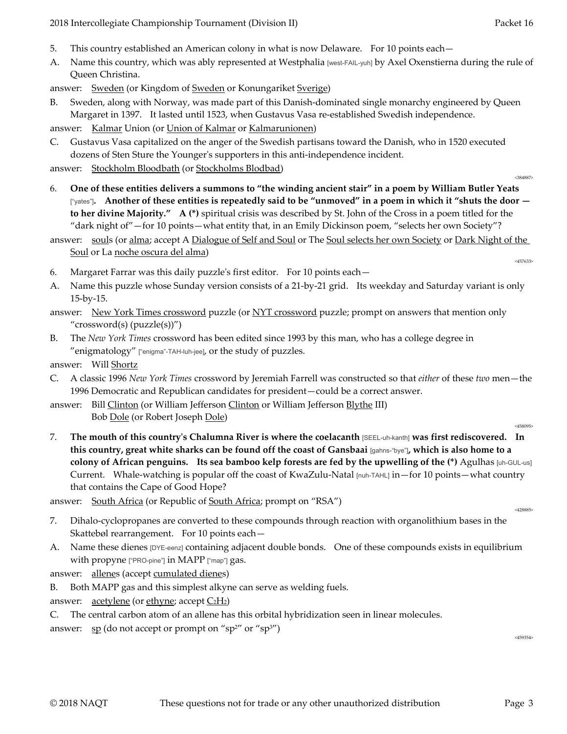5. This country established an American colony in what is now Delaware. For 10 points each—

A. Name this country, which was ably represented at Westphalia [west-FAIL-yuh] by Axel Oxenstierna during the rule of Queen Christina.

answer: Sweden (or Kingdom of Sweden or Konungariket Sverige)

B. Sweden, along with Norway, was made part of this Danish-dominated single monarchy engineered by Queen Margaret in 1397. It lasted until 1523, when Gustavus Vasa re-established Swedish independence.

answer: Kalmar Union (or Union of Kalmar or Kalmarunionen)

C. Gustavus Vasa capitalized on the anger of the Swedish partisans toward the Danish, who in 1520 executed dozens of Sten Sture the Younger's supporters in this anti-independence incident.

answer: Stockholm Bloodbath (or Stockholms Blodbad)

<384887>

6. **One of these entities delivers a summons to "the winding ancient stair" in a poem by William Butler Yeats ["yates"]. Another of these entities is repeatedly said to be "unmoved" in a poem in which it "shuts the door — to her divine Majority." A (\*)** spiritual crisis was described by St. John of the Cross in a poem titled for the "dark night of"—for 10 points—what entity that, in an Emily Dickinson poem, "selects her own Society"?

answer: souls (or alma; accept A Dialogue of Self and Soul or The Soul selects her own Society or Dark Night of the Soul or La noche oscura del alma)

<457633>

6. Margaret Farrar was this daily puzzle's first editor. For 10 points each—

A. Name this puzzle whose Sunday version consists of a 21-by-21 grid. Its weekday and Saturday variant is only 15-by-15.

answer: New York Times crossword puzzle (or NYT crossword puzzle; prompt on answers that mention only "crossword(s) (puzzle(s))")

B. The *New York Times* crossword has been edited since 1993 by this man, who has a college degree in "enigmatology" ["enigma"-TAH-luh-jee], or the study of puzzles.

answer: Will Shortz

C. A classic 1996 *New York Times* crossword by Jeremiah Farrell was constructed so that *either* of these *two* men—the 1996 Democratic and Republican candidates for president—could be a correct answer.

answer: Bill Clinton (or William Jefferson Clinton or William Jefferson Blythe III)
Bob Dole (or Robert Joseph Dole)

<458095>

7. **The mouth of this country's Chalumna River is where the coelacanth [SEEL-uh-kanth] was first rediscovered. In this country, great white sharks can be found off the coast of Gansbaai [gahns-"bye"], which is also home to a colony of African penguins. Its sea bamboo kelp forests are fed by the upwelling of the (\*)** Agulhas [uh-GUL-us] Current. Whale-watching is popular off the coast of KwaZulu-Natal [nuh-TAHL] in—for 10 points—what country that contains the Cape of Good Hope?

answer: South Africa (or Republic of South Africa; prompt on "RSA")

<428885>

7. Dihalo-cyclopropanes are converted to these compounds through reaction with organolithium bases in the Skattebøl rearrangement. For 10 points each—

A. Name these dienes [DYE-eenz] containing adjacent double bonds. One of these compounds exists in equilibrium with propyne ["PRO-pine"] in MAPP ["map"] gas.

answer: allenes (accept cumulated dienes)

B. Both MAPP gas and this simplest alkyne can serve as welding fuels.

answer: acetylene (or ethyne; accept $C_2H_2$)

C. The central carbon atom of an allene has this orbital hybridization seen in linear molecules.

answer: sp (do not accept or prompt on "$sp^2$" or "$sp^3$")

<459354>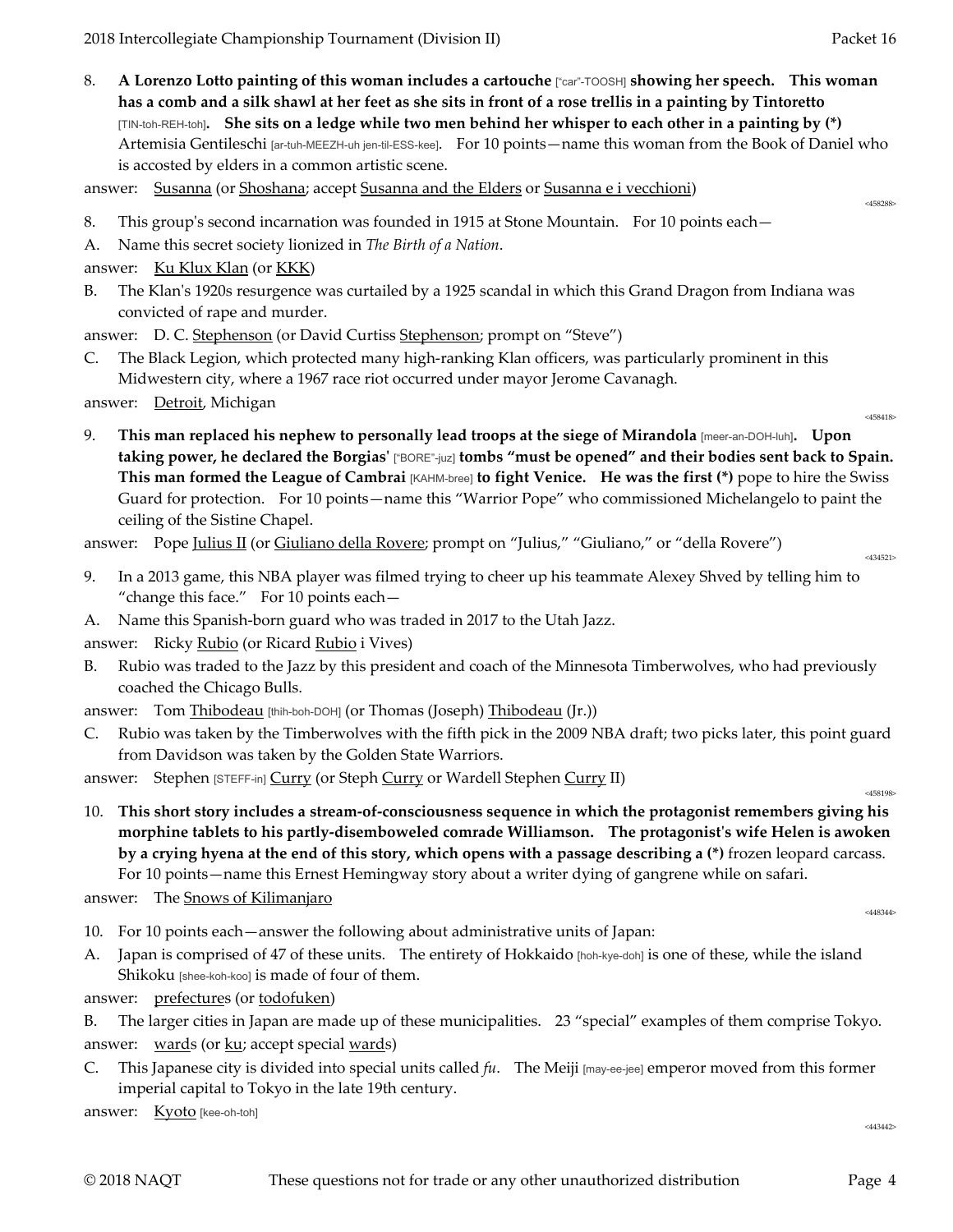8. **A Lorenzo Lotto painting of this woman includes a cartouche** ["car"-TOOSH] **showing her speech. This woman has a comb and a silk shawl at her feet as she sits in front of a rose trellis in a painting by Tintoretto** [TIN-toh-REH-toh]**. She sits on a ledge while two men behind her whisper to each other in a painting by (*)** Artemisia Gentileschi [ar-tuh-MEEZH-uh jen-til-ESS-kee]. For 10 points—name this woman from the Book of Daniel who is accosted by elders in a common artistic scene.

answer: Susanna (or Shoshana; accept Susanna and the Elders or Susanna e i vecchioni)

<458288>

8. This group's second incarnation was founded in 1915 at Stone Mountain. For 10 points each—

A. Name this secret society lionized in *The Birth of a Nation*.

answer: Ku Klux Klan (or KKK)

B. The Klan's 1920s resurgence was curtailed by a 1925 scandal in which this Grand Dragon from Indiana was convicted of rape and murder.

answer: D. C. Stephenson (or David Curtiss Stephenson; prompt on "Steve")

C. The Black Legion, which protected many high-ranking Klan officers, was particularly prominent in this Midwestern city, where a 1967 race riot occurred under mayor Jerome Cavanagh.

answer: Detroit, Michigan

<458418>

9. **This man replaced his nephew to personally lead troops at the siege of Mirandola** [meer-an-DOH-luh]**. Upon taking power, he declared the Borgias'** ["BORE"-juz] **tombs "must be opened" and their bodies sent back to Spain. This man formed the League of Cambrai** [KAHM-bree] **to fight Venice. He was the first (*)** pope to hire the Swiss Guard for protection. For 10 points—name this "Warrior Pope" who commissioned Michelangelo to paint the ceiling of the Sistine Chapel.

answer: Pope Julius II (or Giuliano della Rovere; prompt on "Julius," "Giuliano," or "della Rovere")

<434521>

9. In a 2013 game, this NBA player was filmed trying to cheer up his teammate Alexey Shved by telling him to "change this face." For 10 points each—

A. Name this Spanish-born guard who was traded in 2017 to the Utah Jazz.

answer: Ricky Rubio (or Ricard Rubio i Vives)

B. Rubio was traded to the Jazz by this president and coach of the Minnesota Timberwolves, who had previously coached the Chicago Bulls.

answer: Tom Thibodeau [thih-boh-DOH] (or Thomas (Joseph) Thibodeau (Jr.))

C. Rubio was taken by the Timberwolves with the fifth pick in the 2009 NBA draft; two picks later, this point guard from Davidson was taken by the Golden State Warriors.

answer: Stephen [STEFF-in] Curry (or Steph Curry or Wardell Stephen Curry II)

<458198>

10. **This short story includes a stream-of-consciousness sequence in which the protagonist remembers giving his morphine tablets to his partly-disemboweled comrade Williamson. The protagonist's wife Helen is awoken by a crying hyena at the end of this story, which opens with a passage describing a (*)** frozen leopard carcass. For 10 points—name this Ernest Hemingway story about a writer dying of gangrene while on safari.

answer: The Snows of Kilimanjaro

<448344>

10. For 10 points each—answer the following about administrative units of Japan:

A. Japan is comprised of 47 of these units. The entirety of Hokkaido [hoh-kye-doh] is one of these, while the island Shikoku [shee-koh-koo] is made of four of them.

answer: prefectures (or todofuken)

B. The larger cities in Japan are made up of these municipalities. 23 "special" examples of them comprise Tokyo.

answer: wards (or ku; accept special wards)

C. This Japanese city is divided into special units called *fu*. The Meiji [may-ee-jee] emperor moved from this former imperial capital to Tokyo in the late 19th century.

answer: Kyoto [kee-oh-toh]

<443442>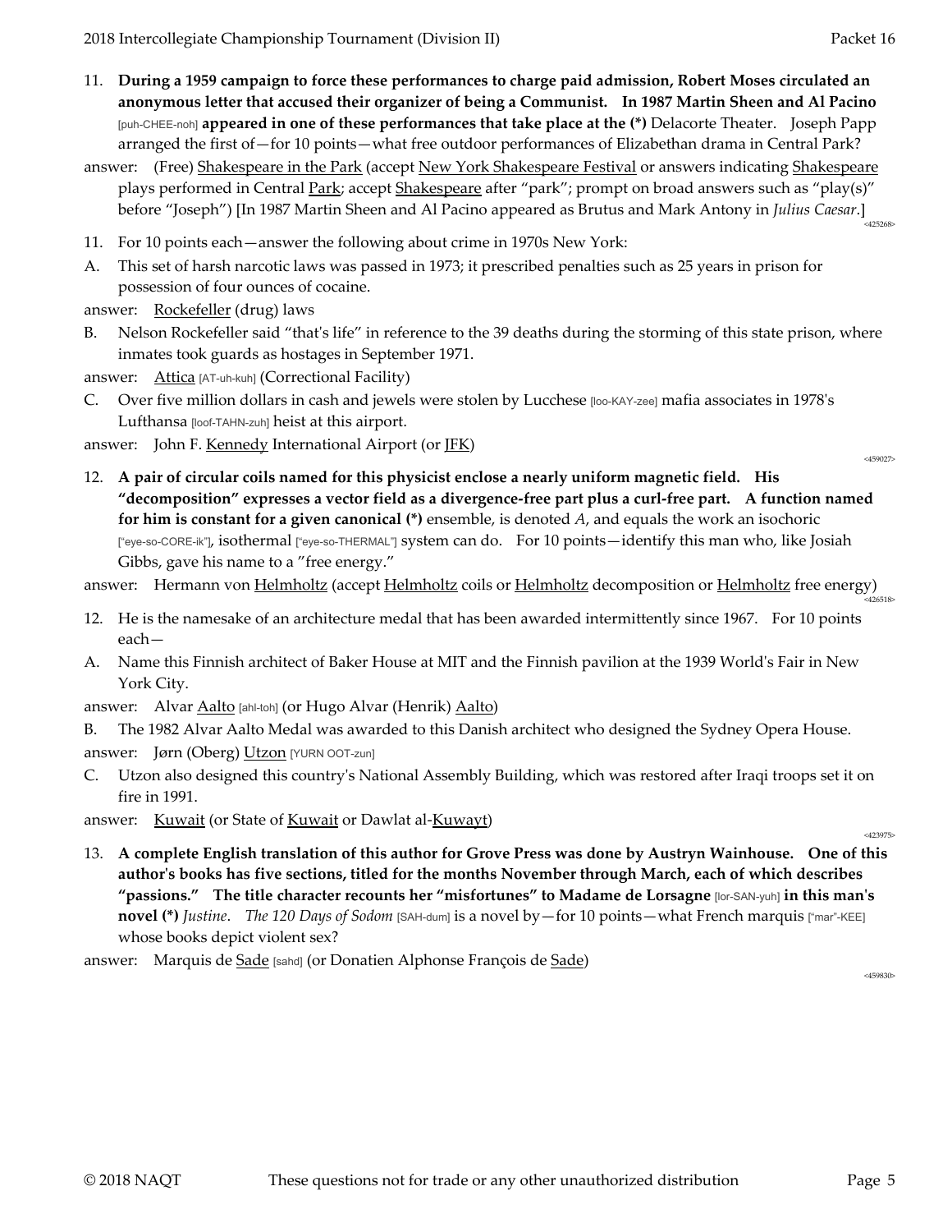11. **During a 1959 campaign to force these performances to charge paid admission, Robert Moses circulated an anonymous letter that accused their organizer of being a Communist. In 1987 Martin Sheen and Al Pacino** [puh-CHEE-noh] **appeared in one of these performances that take place at the (*)** Delacorte Theater. Joseph Papp arranged the first of—for 10 points—what free outdoor performances of Elizabethan drama in Central Park?

answer: (Free) <u>Shakespeare in the Park</u> (accept <u>New York Shakespeare Festival</u> or answers indicating <u>Shakespeare</u> plays performed in Central <u>Park</u>; accept <u>Shakespeare</u> after "park"; prompt on broad answers such as "play(s)" before "Joseph") [In 1987 Martin Sheen and Al Pacino appeared as Brutus and Mark Antony in *Julius Caesar*.]

<425268>

11. For 10 points each—answer the following about crime in 1970s New York:

A. This set of harsh narcotic laws was passed in 1973; it prescribed penalties such as 25 years in prison for possession of four ounces of cocaine.

answer: <u>Rockefeller</u> (drug) laws

B. Nelson Rockefeller said "that's life" in reference to the 39 deaths during the storming of this state prison, where inmates took guards as hostages in September 1971.

answer: <u>Attica</u> [AT-uh-kuh] (Correctional Facility)

C. Over five million dollars in cash and jewels were stolen by Lucchese [loo-KAY-zee] mafia associates in 1978's Lufthansa [loof-TAHN-zuh] heist at this airport.

answer: John F. <u>Kennedy</u> International Airport (or <u>JFK</u>)

<459027>

12. **A pair of circular coils named for this physicist enclose a nearly uniform magnetic field. His "decomposition" expresses a vector field as a divergence-free part plus a curl-free part. A function named for him is constant for a given canonical (*)** ensemble, is denoted *A*, and equals the work an isochoric ["eye-so-CORE-ik"], isothermal ["eye-so-THERMAL"] system can do. For 10 points—identify this man who, like Josiah Gibbs, gave his name to a "free energy."

answer: Hermann von <u>Helmholtz</u> (accept <u>Helmholtz</u> coils or <u>Helmholtz</u> decomposition or <u>Helmholtz</u> free energy)

<426518>

12. He is the namesake of an architecture medal that has been awarded intermittently since 1967. For 10 points each—

A. Name this Finnish architect of Baker House at MIT and the Finnish pavilion at the 1939 World's Fair in New York City.

answer: Alvar <u>Aalto</u> [ahl-toh] (or Hugo Alvar (Henrik) <u>Aalto</u>)

B. The 1982 Alvar Aalto Medal was awarded to this Danish architect who designed the Sydney Opera House.

answer: Jørn (Oberg) <u>Utzon</u> [YURN OOT-zun]

C. Utzon also designed this country's National Assembly Building, which was restored after Iraqi troops set it on fire in 1991.

answer: <u>Kuwait</u> (or State of <u>Kuwait</u> or Dawlat al-<u>Kuwayt</u>)

<423975>

13. **A complete English translation of this author for Grove Press was done by Austryn Wainhouse. One of this author's books has five sections, titled for the months November through March, each of which describes "passions." The title character recounts her "misfortunes" to Madame de Lorsagne** [lor-SAN-yuh] **in this man's novel (*)** *Justine*. *The 120 Days of Sodom* [SAH-dum] is a novel by—for 10 points—what French marquis ["mar"-KEE] whose books depict violent sex?

answer: Marquis de <u>Sade</u> [sahd] (or Donatien Alphonse François de <u>Sade</u>)

<459830>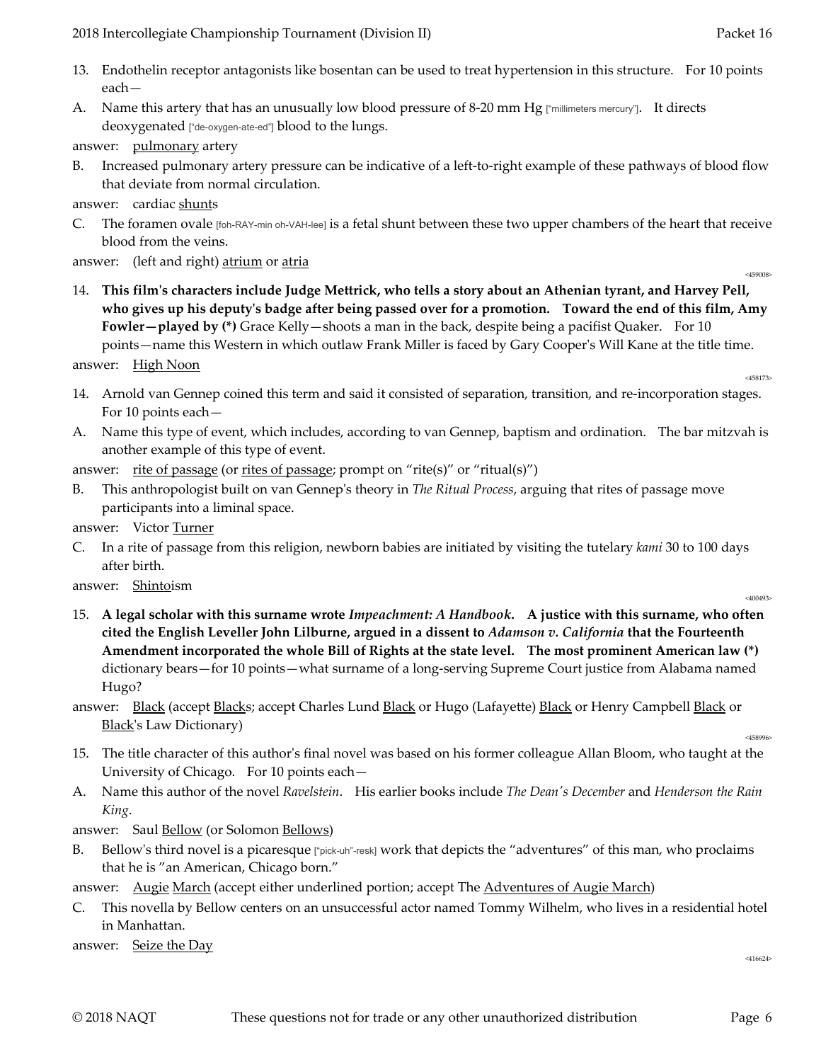13. Endothelin receptor antagonists like bosentan can be used to treat hypertension in this structure. For 10 points each—

A. Name this artery that has an unusually low blood pressure of 8-20 mm Hg ["millimeters mercury"]. It directs deoxygenated ["de-oxygen-ate-ed"] blood to the lungs.

answer: pulmonary artery

B. Increased pulmonary artery pressure can be indicative of a left-to-right example of these pathways of blood flow that deviate from normal circulation.

answer: cardiac shunts

C. The foramen ovale [foh-RAY-min oh-VAH-lee] is a fetal shunt between these two upper chambers of the heart that receive blood from the veins.

answer: (left and right) atrium or atria

<459008>

14. **This film's characters include Judge Mettrick, who tells a story about an Athenian tyrant, and Harvey Pell, who gives up his deputy's badge after being passed over for a promotion. Toward the end of this film, Amy Fowler—played by (*)** Grace Kelly—shoots a man in the back, despite being a pacifist Quaker. For 10 points—name this Western in which outlaw Frank Miller is faced by Gary Cooper's Will Kane at the title time.

answer: High Noon

<458173>

14. Arnold van Gennep coined this term and said it consisted of separation, transition, and re-incorporation stages. For 10 points each—

A. Name this type of event, which includes, according to van Gennep, baptism and ordination. The bar mitzvah is another example of this type of event.

answer: rite of passage (or rites of passage; prompt on "rite(s)" or "ritual(s)")

B. This anthropologist built on van Gennep's theory in *The Ritual Process*, arguing that rites of passage move participants into a liminal space.

answer: Victor Turner

C. In a rite of passage from this religion, newborn babies are initiated by visiting the tutelary *kami* 30 to 100 days after birth.

answer: Shintoism

<400493>

15. **A legal scholar with this surname wrote *Impeachment: A Handbook*. A justice with this surname, who often cited the English Leveller John Lilburne, argued in a dissent to *Adamson v. California* that the Fourteenth Amendment incorporated the whole Bill of Rights at the state level. The most prominent American law (*)** dictionary bears—for 10 points—what surname of a long-serving Supreme Court justice from Alabama named Hugo?

answer: Black (accept Blacks; accept Charles Lund Black or Hugo (Lafayette) Black or Henry Campbell Black or Black's Law Dictionary)

<458996>

15. The title character of this author's final novel was based on his former colleague Allan Bloom, who taught at the University of Chicago. For 10 points each—

A. Name this author of the novel *Ravelstein*. His earlier books include *The Dean's December* and *Henderson the Rain King*.

answer: Saul Bellow (or Solomon Bellows)

B. Bellow's third novel is a picaresque ["pick-uh"-resk] work that depicts the "adventures" of this man, who proclaims that he is "an American, Chicago born."

answer: Augie March (accept either underlined portion; accept The Adventures of Augie March)

C. This novella by Bellow centers on an unsuccessful actor named Tommy Wilhelm, who lives in a residential hotel in Manhattan.

answer: Seize the Day

<416624>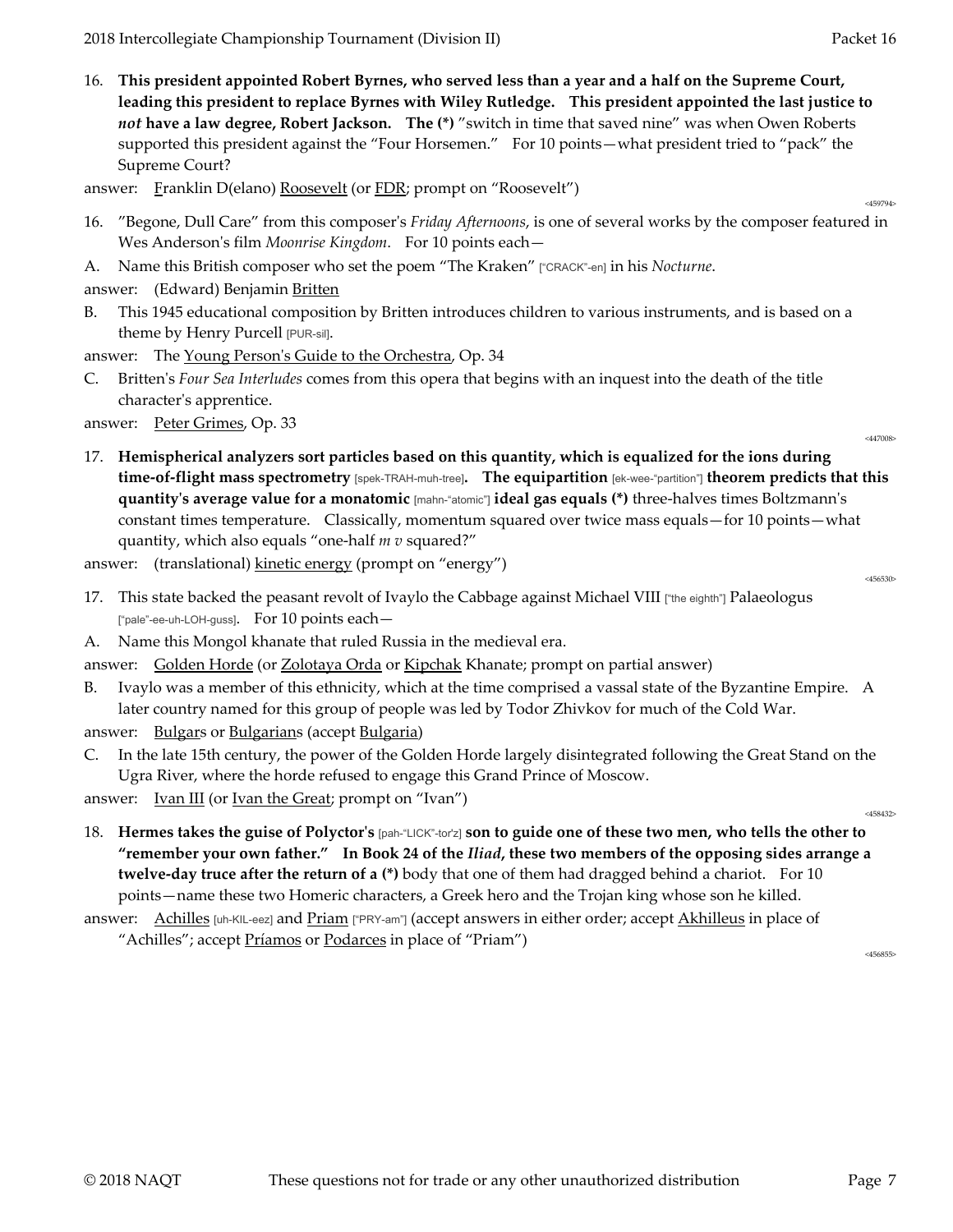16. **This president appointed Robert Byrnes, who served less than a year and a half on the Supreme Court, leading this president to replace Byrnes with Wiley Rutledge. This president appointed the last justice to *not* have a law degree, Robert Jackson. The (*)** "switch in time that saved nine" was when Owen Roberts supported this president against the "Four Horsemen." For 10 points—what president tried to "pack" the Supreme Court?

answer: Franklin D(elano) Roosevelt (or FDR; prompt on "Roosevelt")

<459794>

16. "Begone, Dull Care" from this composer's *Friday Afternoons*, is one of several works by the composer featured in Wes Anderson's film *Moonrise Kingdom*. For 10 points each—

A. Name this British composer who set the poem "The Kraken" ["CRACK"-en] in his *Nocturne*.

answer: (Edward) Benjamin Britten

B. This 1945 educational composition by Britten introduces children to various instruments, and is based on a theme by Henry Purcell [PUR-sil].

answer: The Young Person's Guide to the Orchestra, Op. 34

C. Britten's *Four Sea Interludes* comes from this opera that begins with an inquest into the death of the title character's apprentice.

answer: Peter Grimes, Op. 33

<447008>

17. **Hemispherical analyzers sort particles based on this quantity, which is equalized for the ions during time-of-flight mass spectrometry** [spek-TRAH-muh-tree]**. The equipartition** [ek-wee-"partition"] **theorem predicts that this quantity's average value for a monatomic** [mahn-"atomic"] **ideal gas equals (*)** three-halves times Boltzmann's constant times temperature. Classically, momentum squared over twice mass equals—for 10 points—what quantity, which also equals "one-half *m v* squared?"

answer: (translational) kinetic energy (prompt on "energy")

<456530>

17. This state backed the peasant revolt of Ivaylo the Cabbage against Michael VIII ["the eighth"] Palaeologus ["pale"-ee-uh-LOH-guss]. For 10 points each—

A. Name this Mongol khanate that ruled Russia in the medieval era.

answer: Golden Horde (or Zolotaya Orda or Kipchak Khanate; prompt on partial answer)

B. Ivaylo was a member of this ethnicity, which at the time comprised a vassal state of the Byzantine Empire. A later country named for this group of people was led by Todor Zhivkov for much of the Cold War.

answer: Bulgars or Bulgarians (accept Bulgaria)

C. In the late 15th century, the power of the Golden Horde largely disintegrated following the Great Stand on the Ugra River, where the horde refused to engage this Grand Prince of Moscow.

answer: Ivan III (or Ivan the Great; prompt on "Ivan")

<458432>

18. **Hermes takes the guise of Polyctor's** [pah-"LICK"-tor'z] **son to guide one of these two men, who tells the other to "remember your own father." In Book 24 of the *Iliad*, these two members of the opposing sides arrange a twelve-day truce after the return of a (*)** body that one of them had dragged behind a chariot. For 10 points—name these two Homeric characters, a Greek hero and the Trojan king whose son he killed.

answer: Achilles [uh-KIL-eez] and Priam ["PRY-am"] (accept answers in either order; accept Akhilleus in place of "Achilles"; accept Príamos or Podarces in place of "Priam")

<456855>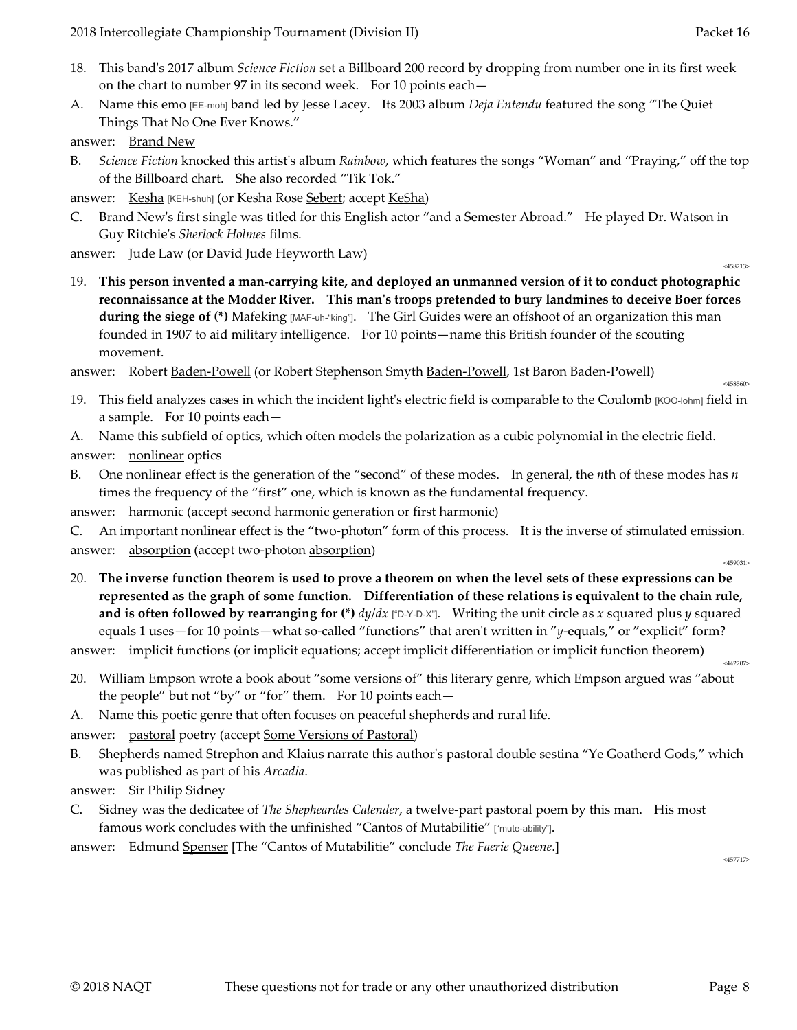18. This band's 2017 album *Science Fiction* set a Billboard 200 record by dropping from number one in its first week on the chart to number 97 in its second week. For 10 points each—

A. Name this emo [EE-moh] band led by Jesse Lacey. Its 2003 album *Deja Entendu* featured the song "The Quiet Things That No One Ever Knows."

answer: Brand New

B. *Science Fiction* knocked this artist's album *Rainbow*, which features the songs "Woman" and "Praying," off the top of the Billboard chart. She also recorded "Tik Tok."

answer: Kesha [KEH-shuh] (or Kesha Rose Sebert; accept Ke$ha)

C. Brand New's first single was titled for this English actor "and a Semester Abroad." He played Dr. Watson in Guy Ritchie's *Sherlock Holmes* films.

answer: Jude Law (or David Jude Heyworth Law)

<458213>

19. **This person invented a man-carrying kite, and deployed an unmanned version of it to conduct photographic reconnaissance at the Modder River. This man's troops pretended to bury landmines to deceive Boer forces during the siege of (*)** Mafeking [MAF-uh-"king"]. The Girl Guides were an offshoot of an organization this man founded in 1907 to aid military intelligence. For 10 points—name this British founder of the scouting movement.

answer: Robert Baden-Powell (or Robert Stephenson Smyth Baden-Powell, 1st Baron Baden-Powell)

<458560>

19. This field analyzes cases in which the incident light's electric field is comparable to the Coulomb [KOO-lohm] field in a sample. For 10 points each—

A. Name this subfield of optics, which often models the polarization as a cubic polynomial in the electric field.

answer: nonlinear optics

B. One nonlinear effect is the generation of the "second" of these modes. In general, the *n*th of these modes has *n* times the frequency of the "first" one, which is known as the fundamental frequency.

answer: harmonic (accept second harmonic generation or first harmonic)

C. An important nonlinear effect is the "two-photon" form of this process. It is the inverse of stimulated emission.

answer: absorption (accept two-photon absorption)

<459031>

20. **The inverse function theorem is used to prove a theorem on when the level sets of these expressions can be represented as the graph of some function. Differentiation of these relations is equivalent to the chain rule, and is often followed by rearranging for (*)** $dy/dx$ ["D-Y-D-X"]. Writing the unit circle as *x* squared plus *y* squared equals 1 uses—for 10 points—what so-called "functions" that aren't written in "*y*-equals," or "explicit" form?

answer: implicit functions (or implicit equations; accept implicit differentiation or implicit function theorem)

<442207>

20. William Empson wrote a book about "some versions of" this literary genre, which Empson argued was "about the people" but not "by" or "for" them. For 10 points each—

A. Name this poetic genre that often focuses on peaceful shepherds and rural life.

answer: pastoral poetry (accept Some Versions of Pastoral)

B. Shepherds named Strephon and Klaius narrate this author's pastoral double sestina "Ye Goatherd Gods," which was published as part of his *Arcadia*.

answer: Sir Philip Sidney

C. Sidney was the dedicatee of *The Shepheardes Calender*, a twelve-part pastoral poem by this man. His most famous work concludes with the unfinished "Cantos of Mutabilitie" ["mute-ability"].

answer: Edmund Spenser [The "Cantos of Mutabilitie" conclude *The Faerie Queene*.]

<457717>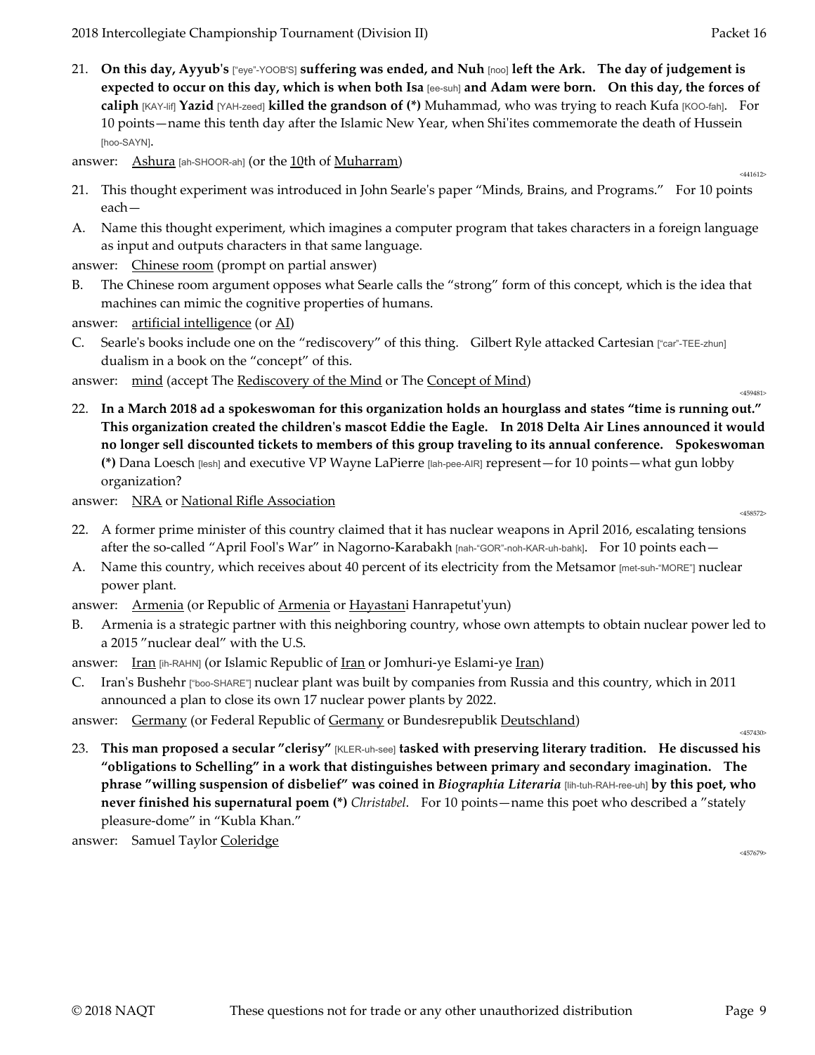21. **On this day, Ayyub's** ["eye"-YOOB'S] **suffering was ended, and Nuh** [noo] **left the Ark. The day of judgement is expected to occur on this day, which is when both Isa** [ee-suh] **and Adam were born. On this day, the forces of caliph** [KAY-lif] **Yazid** [YAH-zeed] **killed the grandson of (*)** Muhammad, who was trying to reach Kufa [KOO-fah]. For 10 points—name this tenth day after the Islamic New Year, when Shi'ites commemorate the death of Hussein [hoo-SAYN].

answer: <u>Ashura</u> [ah-SHOOR-ah] (or the <u>10</u>th of <u>Muharram</u>)

<441612>

21. This thought experiment was introduced in John Searle's paper "Minds, Brains, and Programs." For 10 points each—

A. Name this thought experiment, which imagines a computer program that takes characters in a foreign language as input and outputs characters in that same language.

answer: <u>Chinese room</u> (prompt on partial answer)

B. The Chinese room argument opposes what Searle calls the "strong" form of this concept, which is the idea that machines can mimic the cognitive properties of humans.

answer: <u>artificial intelligence</u> (or <u>AI</u>)

C. Searle's books include one on the "rediscovery" of this thing. Gilbert Ryle attacked Cartesian ["car"-TEE-zhun] dualism in a book on the "concept" of this.

answer: <u>mind</u> (accept The <u>Rediscovery of the Mind</u> or The <u>Concept of Mind</u>)

<459481>

22. **In a March 2018 ad a spokeswoman for this organization holds an hourglass and states "time is running out." This organization created the children's mascot Eddie the Eagle. In 2018 Delta Air Lines announced it would no longer sell discounted tickets to members of this group traveling to its annual conference. Spokeswoman (*)** Dana Loesch [lesh] and executive VP Wayne LaPierre [lah-pee-AIR] represent—for 10 points—what gun lobby organization?

answer: <u>NRA</u> or <u>National Rifle Association</u>

<458572>

22. A former prime minister of this country claimed that it has nuclear weapons in April 2016, escalating tensions after the so-called "April Fool's War" in Nagorno-Karabakh [nah-"GOR"-noh-KAR-uh-bahk]. For 10 points each—

A. Name this country, which receives about 40 percent of its electricity from the Metsamor [met-suh-"MORE"] nuclear power plant.

answer: <u>Armenia</u> (or Republic of <u>Armenia</u> or <u>Hayastan</u>i Hanrapetut'yun)

B. Armenia is a strategic partner with this neighboring country, whose own attempts to obtain nuclear power led to a 2015 "nuclear deal" with the U.S.

answer: <u>Iran</u> [ih-RAHN] (or Islamic Republic of <u>Iran</u> or Jomhuri-ye Eslami-ye <u>Iran</u>)

C. Iran's Bushehr ["boo-SHARE"] nuclear plant was built by companies from Russia and this country, which in 2011 announced a plan to close its own 17 nuclear power plants by 2022.

answer: <u>Germany</u> (or Federal Republic of <u>Germany</u> or Bundesrepublik <u>Deutschland</u>)

<457430>

23. **This man proposed a secular "clerisy"** [KLER-uh-see] **tasked with preserving literary tradition. He discussed his "obligations to Schelling" in a work that distinguishes between primary and secondary imagination. The phrase "willing suspension of disbelief" was coined in** ***Biographia Literaria*** [lih-tuh-RAH-ree-uh] **by this poet, who never finished his supernatural poem (*)** *Christabel*. For 10 points—name this poet who described a "stately pleasure-dome" in "Kubla Khan."

answer: Samuel Taylor <u>Coleridge</u>

<457679>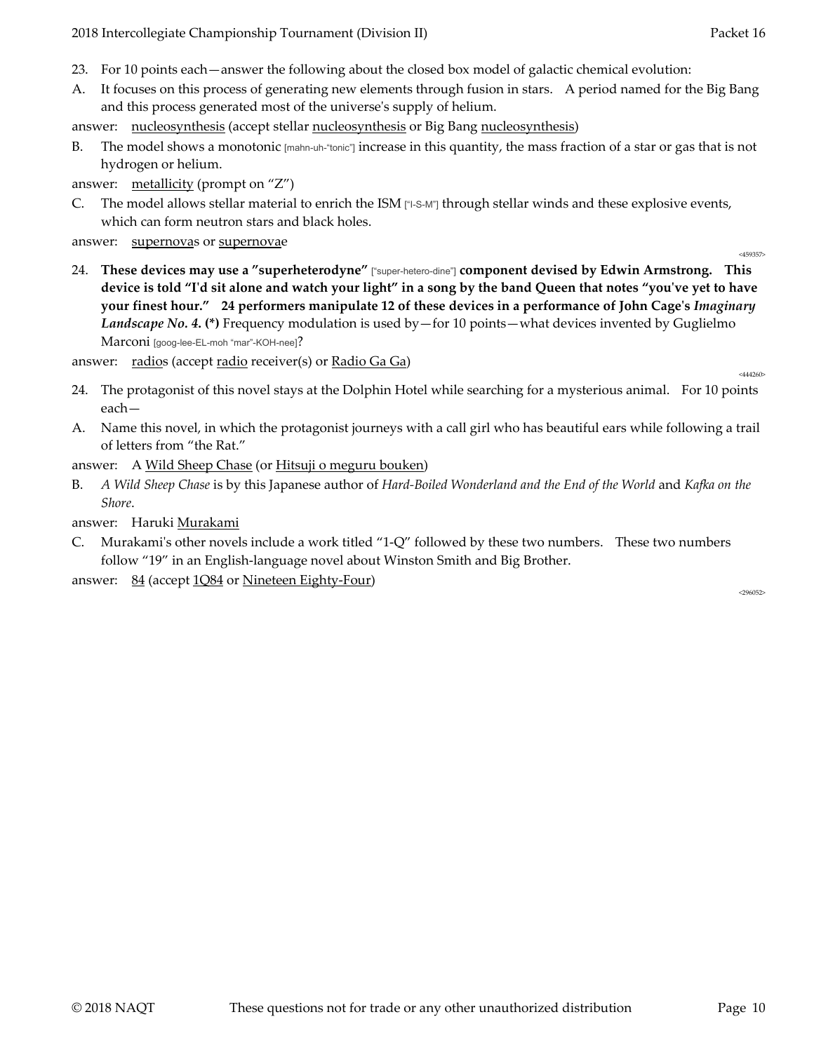23. For 10 points each—answer the following about the closed box model of galactic chemical evolution:

A. It focuses on this process of generating new elements through fusion in stars. A period named for the Big Bang and this process generated most of the universe's supply of helium.

answer: <u>nucleosynthesis</u> (accept stellar <u>nucleosynthesis</u> or Big Bang <u>nucleosynthesis</u>)

B. The model shows a monotonic [mahn-uh-"tonic"] increase in this quantity, the mass fraction of a star or gas that is not hydrogen or helium.

answer: <u>metallicity</u> (prompt on "Z")

C. The model allows stellar material to enrich the ISM ["I-S-M"] through stellar winds and these explosive events, which can form neutron stars and black holes.

answer: <u>supernova</u>s or <u>supernova</u>e

<459357>

24. **These devices may use a "superheterodyne" ["super-hetero-dine"] component devised by Edwin Armstrong. This device is told "I'd sit alone and watch your light" in a song by the band Queen that notes "you've yet to have your finest hour." 24 performers manipulate 12 of these devices in a performance of John Cage's *Imaginary Landscape No. 4.* (\*)** Frequency modulation is used by—for 10 points—what devices invented by Guglielmo Marconi [goog-lee-EL-moh "mar"-KOH-nee]?

answer: <u>radio</u>s (accept <u>radio</u> receiver(s) or <u>Radio Ga Ga</u>)

<444260>

24. The protagonist of this novel stays at the Dolphin Hotel while searching for a mysterious animal. For 10 points each—

A. Name this novel, in which the protagonist journeys with a call girl who has beautiful ears while following a trail of letters from "the Rat."

answer: A <u>Wild Sheep Chase</u> (or <u>Hitsuji o meguru bouken</u>)

B. *A Wild Sheep Chase* is by this Japanese author of *Hard-Boiled Wonderland and the End of the World* and *Kafka on the Shore*.

answer: Haruki <u>Murakami</u>

C. Murakami's other novels include a work titled "1-Q" followed by these two numbers. These two numbers follow "19" in an English-language novel about Winston Smith and Big Brother.

answer: <u>84</u> (accept <u>1Q84</u> or <u>Nineteen Eighty-Four</u>)

<296052>